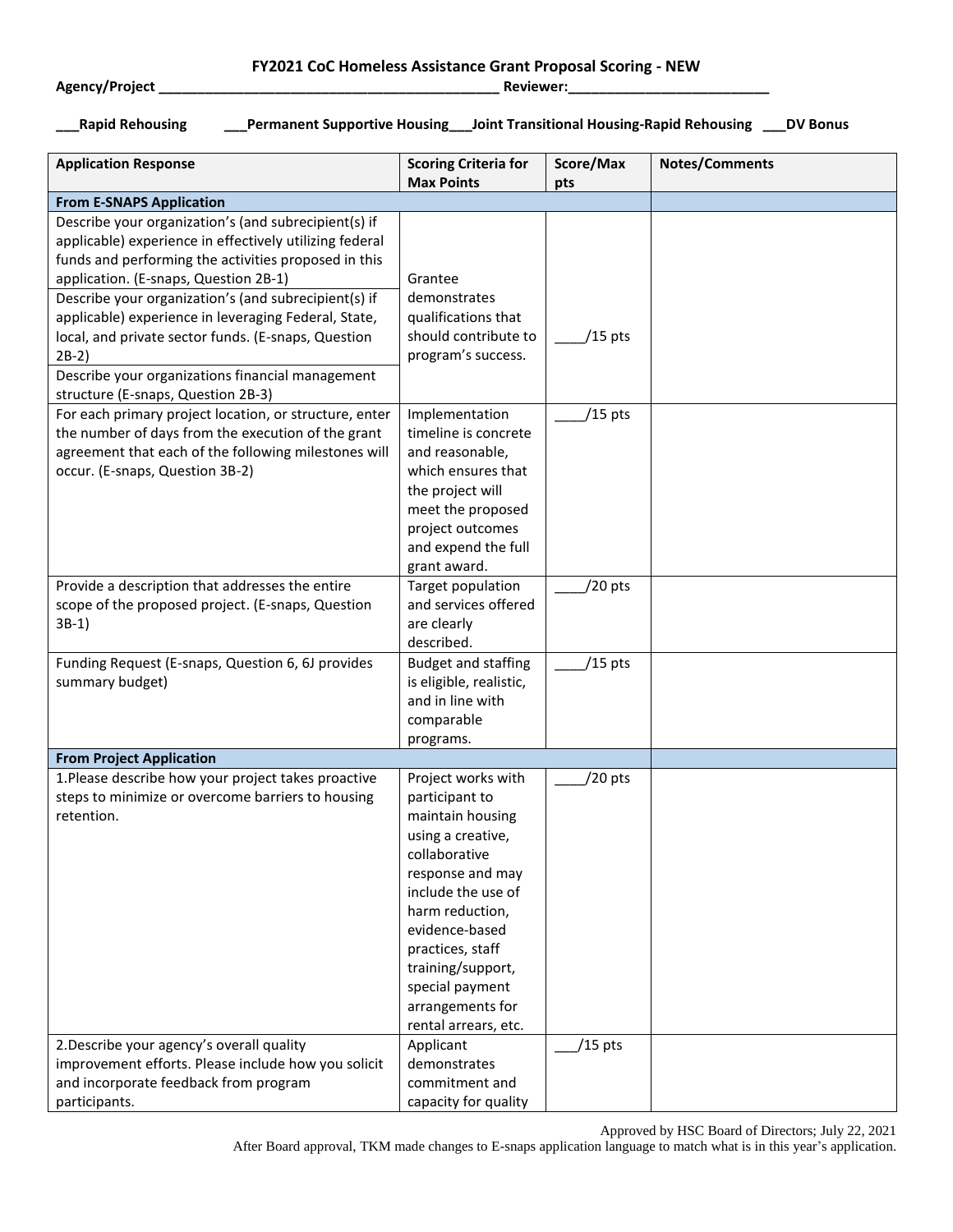# FY2021 CoC Homeless Assistance Grant Proposal Scoring - NEW

**Agency/Project ____________________________________________ Reviewer:_________________________**

**___Rapid Rehousing ___Permanent Supportive Housing___Joint Transitional Housing-Rapid Rehousing ___DV Bonus**

| Application Response | Scoring Criteria for Max Points | Score/Max pts | Notes/Comments |
|---|---|---|---|
| **From E-SNAPS Application** | | | |
| Describe your organization's (and subrecipient(s) if applicable) experience in effectively utilizing federal funds and performing the activities proposed in this application. (E-snaps, Question 2B-1)<br>Describe your organization's (and subrecipient(s) if applicable) experience in leveraging Federal, State, local, and private sector funds. (E-snaps, Question 2B-2)<br>Describe your organizations financial management structure (E-snaps, Question 2B-3) | Grantee demonstrates qualifications that should contribute to program's success. | ____/15 pts | |
| For each primary project location, or structure, enter the number of days from the execution of the grant agreement that each of the following milestones will occur. (E-snaps, Question 3B-2) | Implementation timeline is concrete and reasonable, which ensures that the project will meet the proposed project outcomes and expend the full grant award. | ____/15 pts | |
| Provide a description that addresses the entire scope of the proposed project. (E-snaps, Question 3B-1) | Target population and services offered are clearly described. | ____/20 pts | |
| Funding Request (E-snaps, Question 6, 6J provides summary budget) | Budget and staffing is eligible, realistic, and in line with comparable programs. | ____/15 pts | |
| **From Project Application** | | | |
| 1.Please describe how your project takes proactive steps to minimize or overcome barriers to housing retention. | Project works with participant to maintain housing using a creative, collaborative response and may include the use of harm reduction, evidence-based practices, staff training/support, special payment arrangements for rental arrears, etc. | ____/20 pts | |
| 2.Describe your agency's overall quality improvement efforts. Please include how you solicit and incorporate feedback from program participants. | Applicant demonstrates commitment and capacity for quality | ___/15 pts | |

Approved by HSC Board of Directors; July 22, 2021
After Board approval, TKM made changes to E-snaps application language to match what is in this year's application.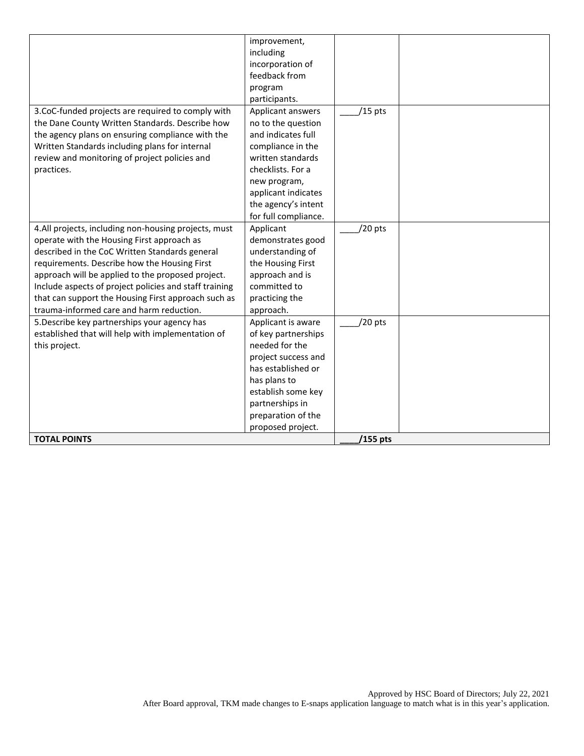| | | | |
|---|---|---|---|
| | improvement, including incorporation of feedback from program participants. | | |
| 3.CoC-funded projects are required to comply with the Dane County Written Standards. Describe how the agency plans on ensuring compliance with the Written Standards including plans for internal review and monitoring of project policies and practices. | Applicant answers no to the question and indicates full compliance in the written standards checklists. For a new program, applicant indicates the agency's intent for full compliance. | ____/15 pts | |
| 4.All projects, including non-housing projects, must operate with the Housing First approach as described in the CoC Written Standards general requirements. Describe how the Housing First approach will be applied to the proposed project. Include aspects of project policies and staff training that can support the Housing First approach such as trauma-informed care and harm reduction. | Applicant demonstrates good understanding of the Housing First approach and is committed to practicing the approach. | ____/20 pts | |
| 5.Describe key partnerships your agency has established that will help with implementation of this project. | Applicant is aware of key partnerships needed for the project success and has established or has plans to establish some key partnerships in preparation of the proposed project. | ____/20 pts | |
| **TOTAL POINTS** | | **____/155 pts** | |

Approved by HSC Board of Directors; July 22, 2021

After Board approval, TKM made changes to E-snaps application language to match what is in this year's application.